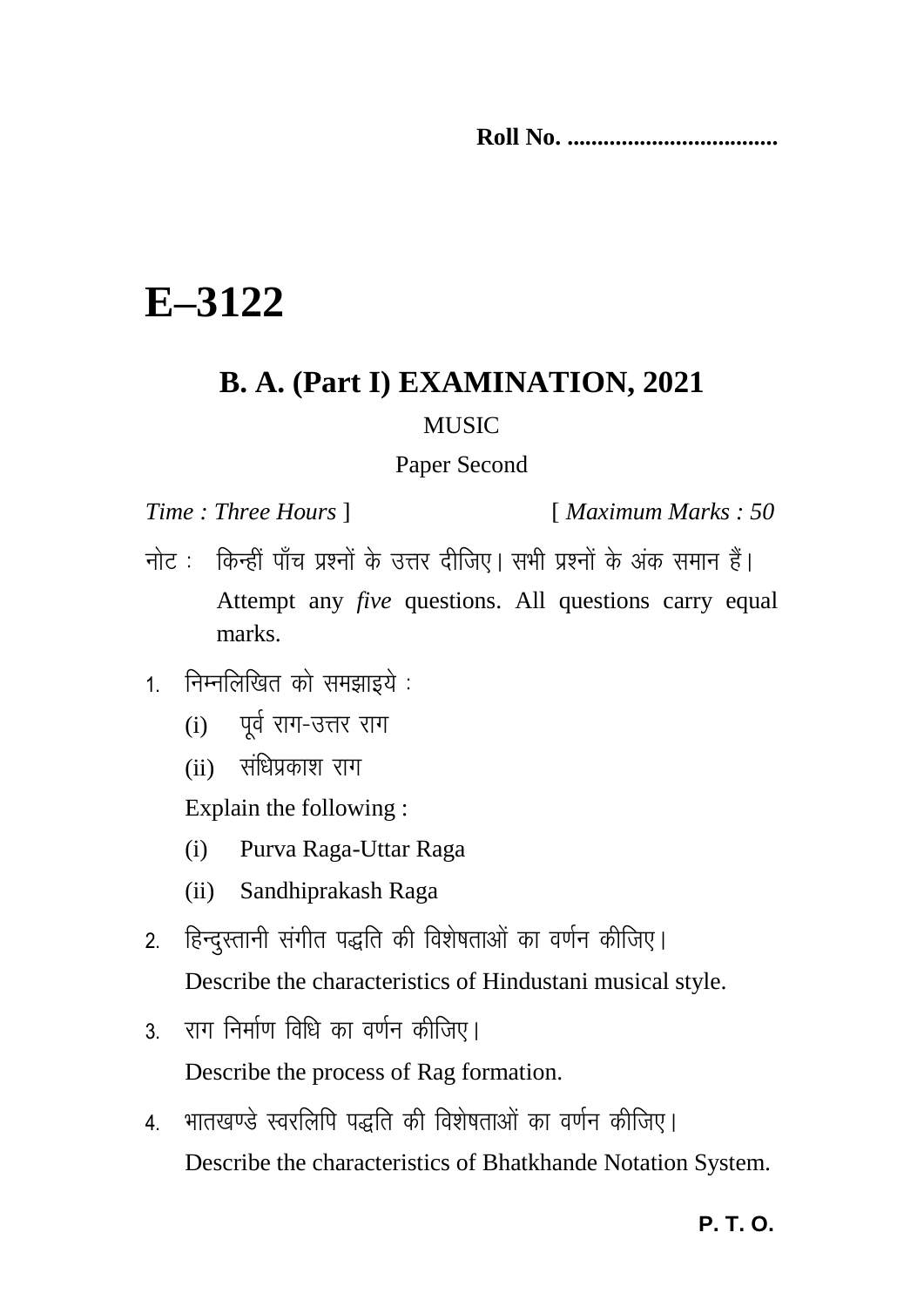**Roll No. ...................................**

# E–3122

## B. A. (Part I) EXAMINATION, 2021

MUSIC

Paper Second

*Time : Three Hours* ] [ *Maximum Marks : 50*

नोट : किन्हीं पाँच प्रश्नों के उत्तर दीजिए। सभी प्रश्नों के अंक समान हैं।

Attempt any *five* questions. All questions carry equal marks.

1. निम्नलिखित को समझाइये :

   (i) पूर्व राग-उत्तर राग

   (ii) संधिप्रकाश राग

   Explain the following :

   (i) Purva Raga-Uttar Raga

   (ii) Sandhiprakash Raga

2. हिन्दुस्तानी संगीत पद्धति की विशेषताओं का वर्णन कीजिए।

   Describe the characteristics of Hindustani musical style.

3. राग निर्माण विधि का वर्णन कीजिए।

   Describe the process of Rag formation.

4. भातखण्डे स्वरलिपि पद्धति की विशेषताओं का वर्णन कीजिए।

   Describe the characteristics of Bhatkhande Notation System.

**P. T. O.**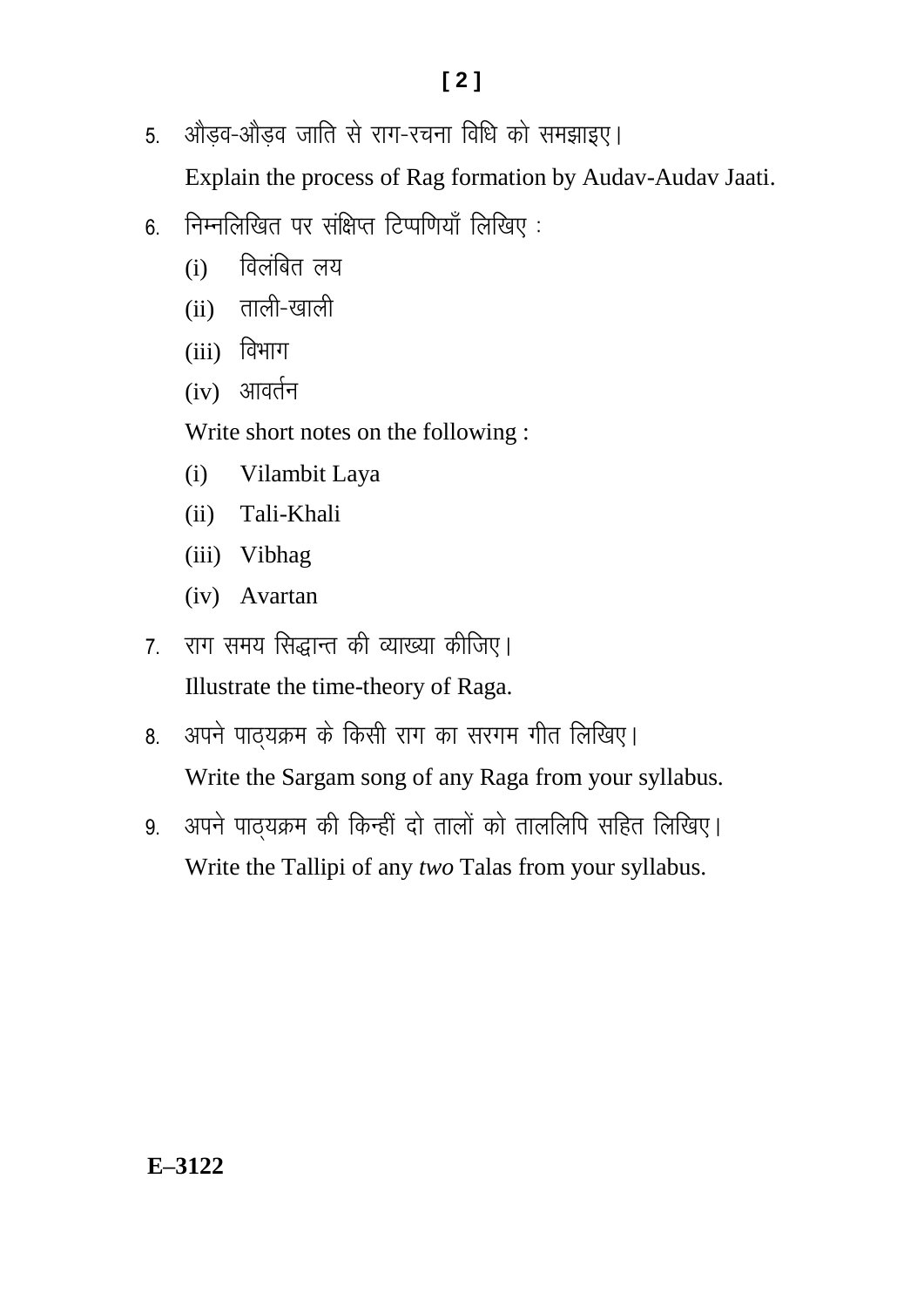5. औड़व-औड़व जाति से राग-रचना विधि को समझाइए।

   Explain the process of Rag formation by Audav-Audav Jaati.

6. निम्नलिखित पर संक्षिप्त टिप्पणियाँ लिखिए :

   (i) विलंबित लय

   (ii) ताली-खाली

   (iii) विभाग

   (iv) आवर्तन

   Write short notes on the following :

   (i) Vilambit Laya

   (ii) Tali-Khali

   (iii) Vibhag

   (iv) Avartan

7. राग समय सिद्धान्त की व्याख्या कीजिए।

   Illustrate the time-theory of Raga.

8. अपने पाठ्यक्रम के किसी राग का सरगम गीत लिखिए।

   Write the Sargam song of any Raga from your syllabus.

9. अपने पाठ्यक्रम की किन्हीं दो तालों कोताललिपि सहित लिखिए।

   Write the Tallipi of any *two* Talas from your syllabus.

**E–3122**